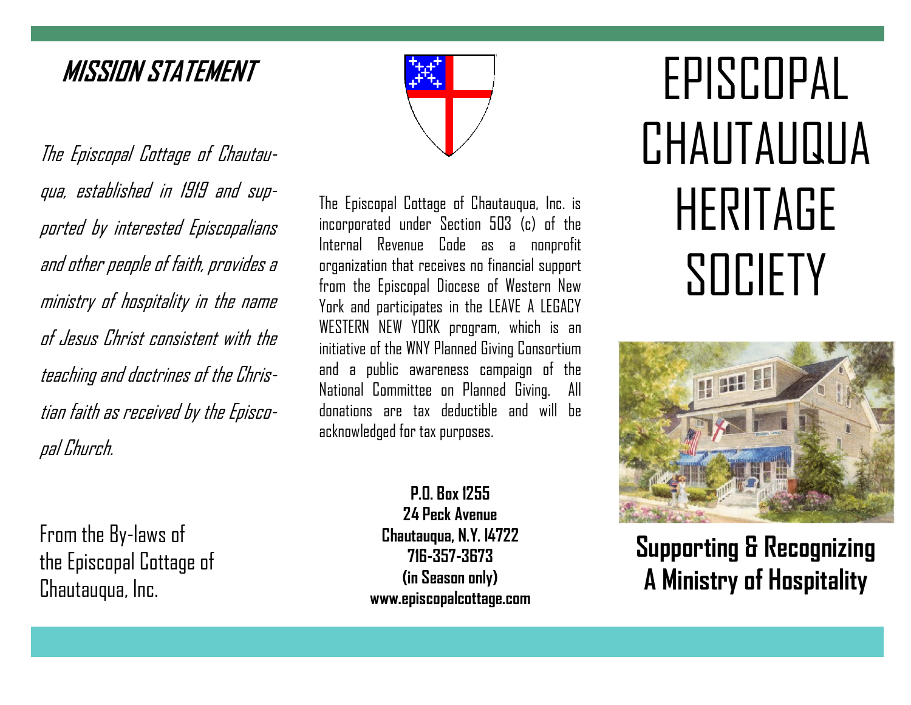## MISSION STATEMENT

*The Episcopal Cottage of Chautauqua, established in 1919 and supported by interested Episcopalians and other people of faith, provides a ministry of hospitality in the name of Jesus Christ consistent with the teaching and doctrines of the Christian faith as received by the Episcopal Church.*

From the By-laws of the Episcopal Cottage of Chautauqua, Inc.

The Episcopal Cottage of Chautauqua, Inc. is incorporated under Section 503 (c) of the Internal Revenue Code as a nonprofit organization that receives no financial support from the Episcopal Diocese of Western New York and participates in the LEAVE A LEGACY WESTERN NEW YORK program, which is an initiative of the WNY Planned Giving Consortium and a public awareness campaign of the National Committee on Planned Giving. All donations are tax deductible and will be acknowledged for tax purposes.

**P.O. Box 1255**
**24 Peck Avenue**
**Chautauqua, N.Y. 14722**
**716-357-3673**
**(in Season only)**
**www.episcopalcottage.com**

# EPISCOPAL CHAUTAUQUA HERITAGE SOCIETY

**Supporting & Recognizing A Ministry of Hospitality**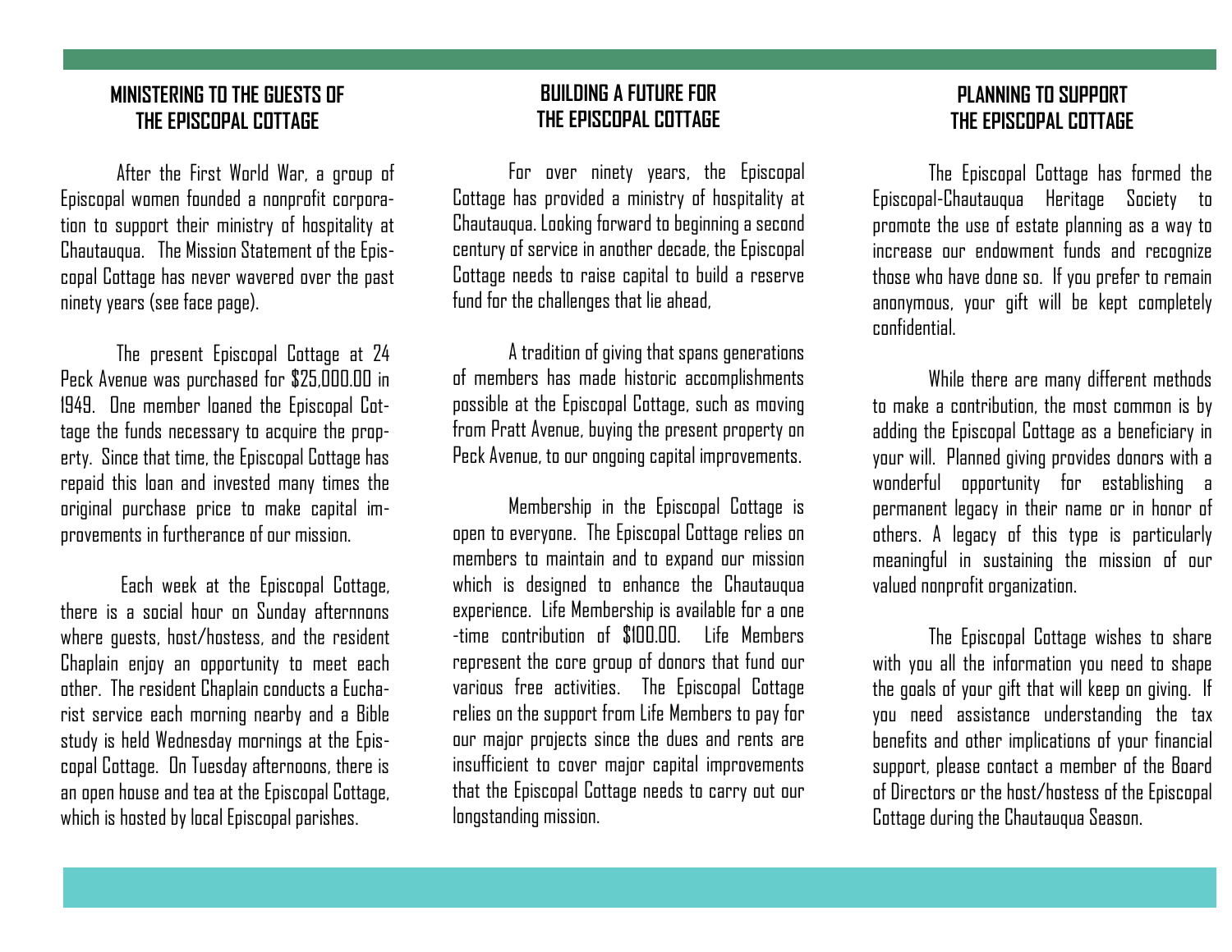## MINISTERING TO THE GUESTS OF THE EPISCOPAL COTTAGE

After the First World War, a group of Episcopal women founded a nonprofit corporation to support their ministry of hospitality at Chautauqua. The Mission Statement of the Episcopal Cottage has never wavered over the past ninety years (see face page).

The present Episcopal Cottage at 24 Peck Avenue was purchased for $25,000.00 in 1949. One member loaned the Episcopal Cottage the funds necessary to acquire the property. Since that time, the Episcopal Cottage has repaid this loan and invested many times the original purchase price to make capital improvements in furtherance of our mission.

Each week at the Episcopal Cottage, there is a social hour on Sunday afternnons where guests, host/hostess, and the resident Chaplain enjoy an opportunity to meet each other. The resident Chaplain conducts a Eucharist service each morning nearby and a Bible study is held Wednesday mornings at the Episcopal Cottage. On Tuesday afternoons, there is an open house and tea at the Episcopal Cottage, which is hosted by local Episcopal parishes.

## BUILDING A FUTURE FOR THE EPISCOPAL COTTAGE

For over ninety years, the Episcopal Cottage has provided a ministry of hospitality at Chautauqua. Looking forward to beginning a second century of service in another decade, the Episcopal Cottage needs to raise capital to build a reserve fund for the challenges that lie ahead,

A tradition of giving that spans generations of members has made historic accomplishments possible at the Episcopal Cottage, such as moving from Pratt Avenue, buying the present property on Peck Avenue, to our ongoing capital improvements.

Membership in the Episcopal Cottage is open to everyone. The Episcopal Cottage relies on members to maintain and to expand our mission which is designed to enhance the Chautauqua experience. Life Membership is available for a one-time contribution of $100.00. Life Members represent the core group of donors that fund our various free activities. The Episcopal Cottage relies on the support from Life Members to pay for our major projects since the dues and rents are insufficient to cover major capital improvements that the Episcopal Cottage needs to carry out our longstanding mission.

## PLANNING TO SUPPORT THE EPISCOPAL COTTAGE

The Episcopal Cottage has formed the Episcopal-Chautauqua Heritage Society to promote the use of estate planning as a way to increase our endowment funds and recognize those who have done so. If you prefer to remain anonymous, your gift will be kept completely confidential.

While there are many different methods to make a contribution, the most common is by adding the Episcopal Cottage as a beneficiary in your will. Planned giving provides donors with a wonderful opportunity for establishing a permanent legacy in their name or in honor of others. A legacy of this type is particularly meaningful in sustaining the mission of our valued nonprofit organization.

The Episcopal Cottage wishes to share with you all the information you need to shape the goals of your gift that will keep on giving. If you need assistance understanding the tax benefits and other implications of your financial support, please contact a member of the Board of Directors or the host/hostess of the Episcopal Cottage during the Chautauqua Season.